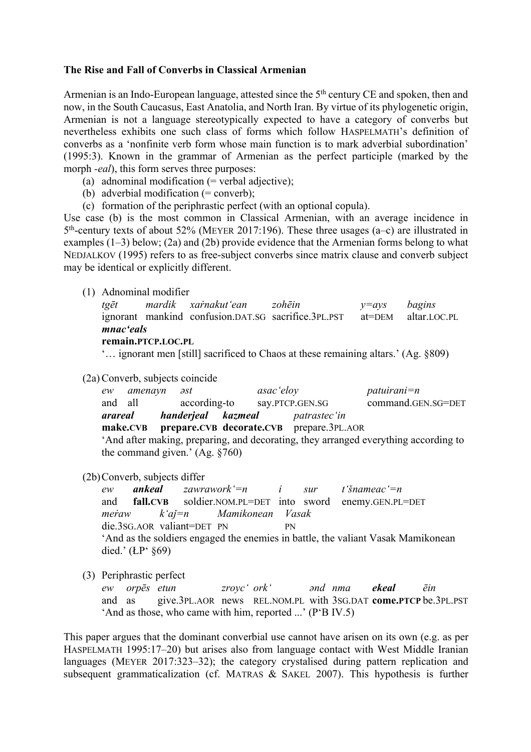**The Rise and Fall of Converbs in Classical Armenian**

Armenian is an Indo-European language, attested since the 5th century CE and spoken, then and now, in the South Caucasus, East Anatolia, and North Iran. By virtue of its phylogenetic origin, Armenian is not a language stereotypically expected to have a category of converbs but nevertheless exhibits one such class of forms which follow HASPELMATH's definition of converbs as a 'nonfinite verb form whose main function is to mark adverbial subordination' (1995:3). Known in the grammar of Armenian as the perfect participle (marked by the morph *-eal*), this form serves three purposes:

(a) adnominal modification (= verbal adjective);
(b) adverbial modification (= converb);
(c) formation of the periphrastic perfect (with an optional copula).

Use case (b) is the most common in Classical Armenian, with an average incidence in 5th-century texts of about 52% (MEYER 2017:196). These three usages (a–c) are illustrated in examples (1–3) below; (2a) and (2b) provide evidence that the Armenian forms belong to what NEDJALKOV (1995) refers to as free-subject converbs since matrix clause and converb subject may be identical or explicitly different.

(1) Adnominal modifier

*tgēt mardik xaṙnakut'ean zohēin y=ays bagins* ***mnac'eals***
ignorant mankind confusion.DAT.SG sacrifice.3PL.PST at=DEM altar.LOC.PL **remain.PTCP.LOC.PL**
'… ignorant men [still] sacrificed to Chaos at these remaining altars.' (Ag. §809)

(2a) Converb, subjects coincide

*ew amenayn əst asac'eloy patuirani=n* ***arareal handerjeal kazmeal*** *patrastec'in*
and all according-to say.PTCP.GEN.SG command.GEN.SG=DET **make.CVB prepare.CVB decorate.CVB** prepare.3PL.AOR
'And after making, preparing, and decorating, they arranged everything according to the command given.' (Ag. §760)

(2b) Converb, subjects differ

*ew* ***ankeal*** *zawrawork'=n i sur t'šnameac'=n meṙaw k'aǰ=n Mamikonean Vasak*
and **fall.CVB** soldier.NOM.PL=DET into sword enemy.GEN.PL=DET die.3SG.AOR valiant=DET PN PN
'And as the soldiers engaged the enemies in battle, the valiant Vasak Mamikonean died.' (ŁP' §69)

(3) Periphrastic perfect

*ew orpēs etun zroyc' ork' ənd nma* ***ekeal*** *ēin*
and as give.3PL.AOR news REL.NOM.PL with 3SG.DAT **come.PTCP** be.3PL.PST
'And as those, who came with him, reported ...' (P'B IV.5)

This paper argues that the dominant converbial use cannot have arisen on its own (e.g. as per HASPELMATH 1995:17–20) but arises also from language contact with West Middle Iranian languages (MEYER 2017:323–32); the category crystalised during pattern replication and subsequent grammaticalization (cf. MATRAS & SAKEL 2007). This hypothesis is further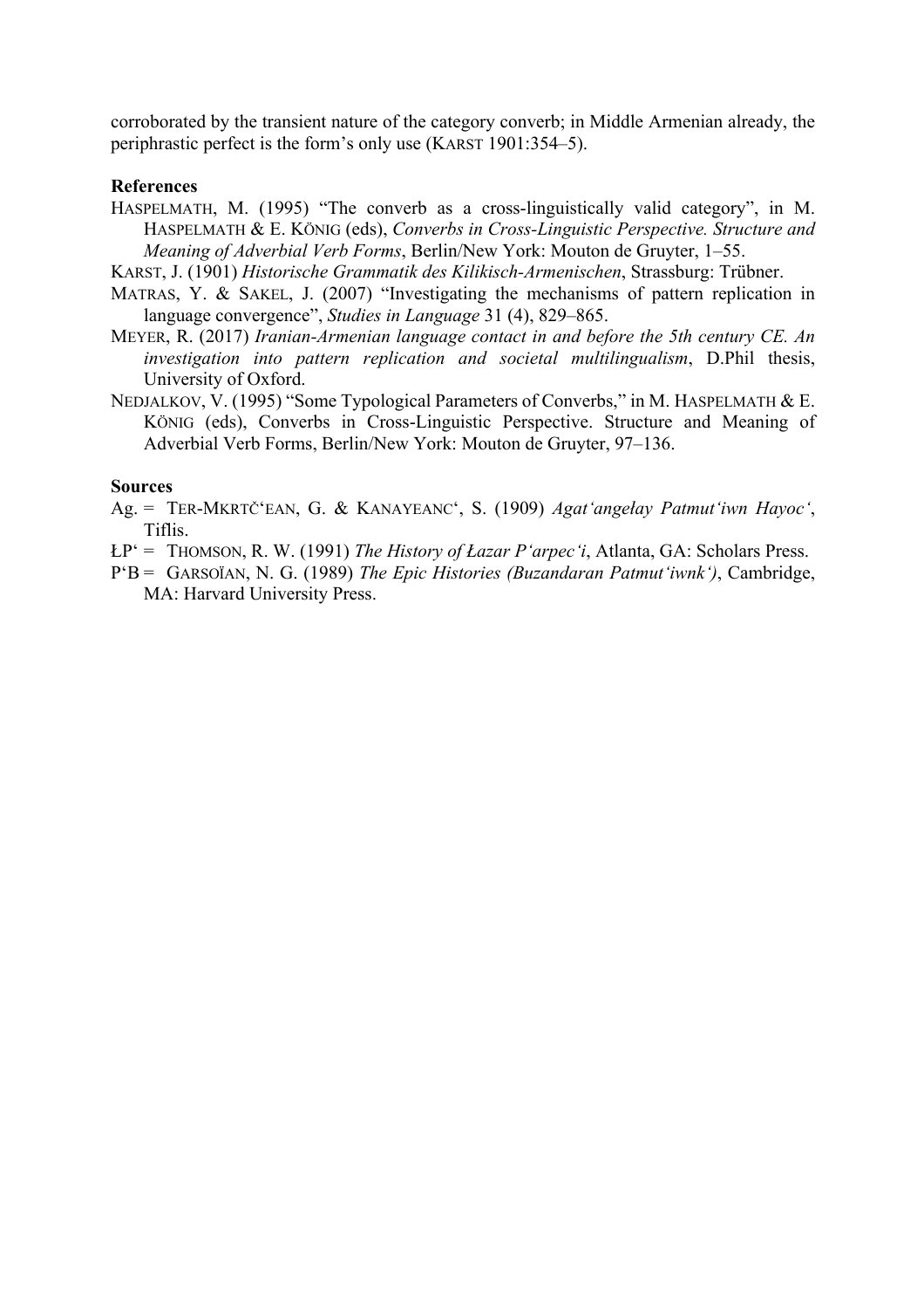corroborated by the transient nature of the category converb; in Middle Armenian already, the periphrastic perfect is the form's only use (KARST 1901:354–5).

**References**

HASPELMATH, M. (1995) "The converb as a cross-linguistically valid category", in M. HASPELMATH & E. KÖNIG (eds), *Converbs in Cross-Linguistic Perspective. Structure and Meaning of Adverbial Verb Forms*, Berlin/New York: Mouton de Gruyter, 1–55.

KARST, J. (1901) *Historische Grammatik des Kilikisch-Armenischen*, Strassburg: Trübner.

MATRAS, Y. & SAKEL, J. (2007) "Investigating the mechanisms of pattern replication in language convergence", *Studies in Language* 31 (4), 829–865.

MEYER, R. (2017) *Iranian-Armenian language contact in and before the 5th century CE. An investigation into pattern replication and societal multilingualism*, D.Phil thesis, University of Oxford.

NEDJALKOV, V. (1995) "Some Typological Parameters of Converbs," in M. HASPELMATH & E. KÖNIG (eds), Converbs in Cross-Linguistic Perspective. Structure and Meaning of Adverbial Verb Forms, Berlin/New York: Mouton de Gruyter, 97–136.

**Sources**

Ag. = TER-MKRTČ'EAN, G. & KANAYEANC', S. (1909) *Agat'angełay Patmut'iwn Hayoc'*, Tiflis.

ŁP' = THOMSON, R. W. (1991) *The History of Łazar P'arpec'i*, Atlanta, GA: Scholars Press.

P'B = GARSOÏAN, N. G. (1989) *The Epic Histories (Buzandaran Patmut'iwnk')*, Cambridge, MA: Harvard University Press.